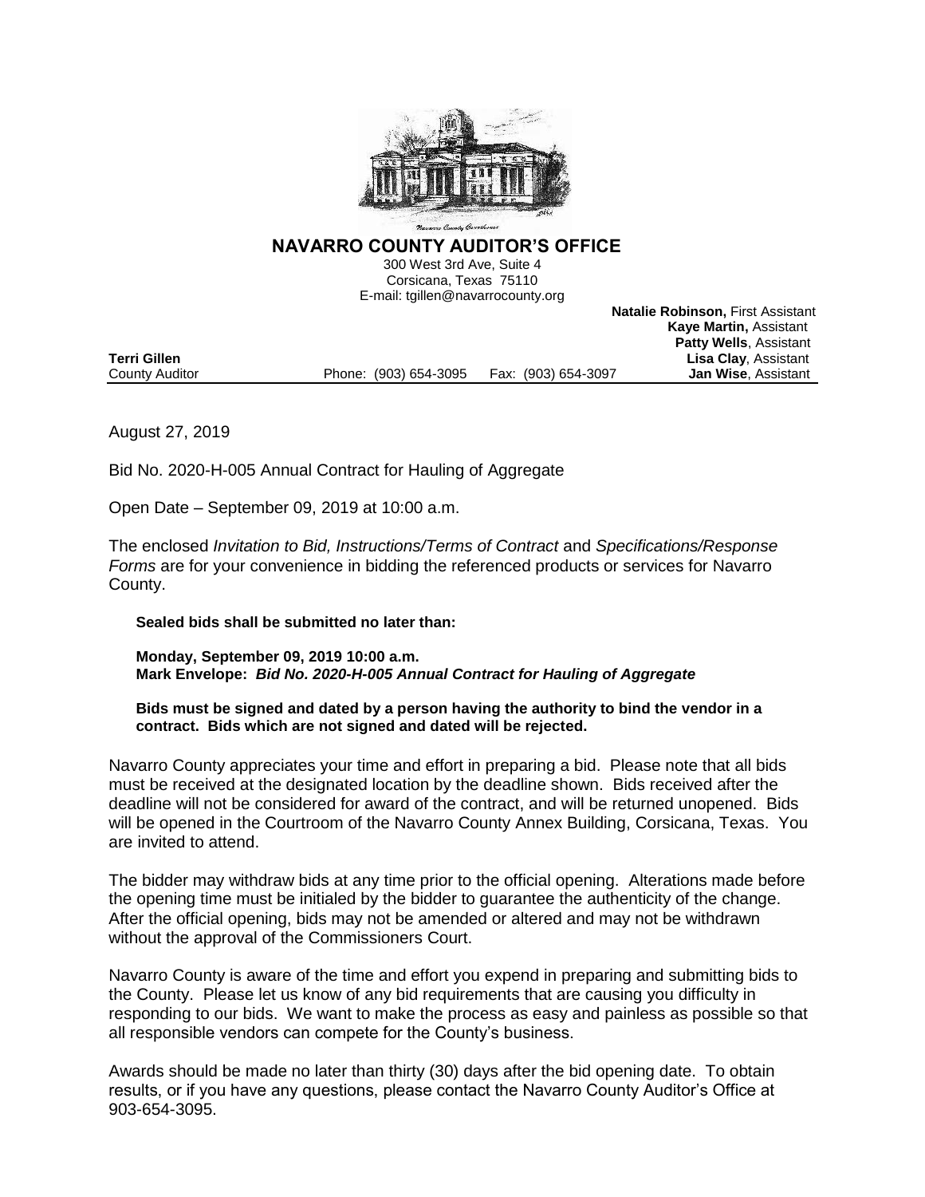# NAVARRO COUNTY AUDITOR'S OFFICE

300 West 3rd Ave, Suite 4
Corsicana, Texas 75110
E-mail: tgillen@navarrocounty.org

**Natalie Robinson,** First Assistant
**Kaye Martin,** Assistant
**Patty Wells**, Assistant
**Lisa Clay**, Assistant
**Jan Wise**, Assistant

**Terri Gillen**
County Auditor

Phone: (903) 654-3095 Fax: (903) 654-3097

August 27, 2019

Bid No. 2020-H-005 Annual Contract for Hauling of Aggregate

Open Date – September 09, 2019 at 10:00 a.m.

The enclosed *Invitation to Bid, Instructions/Terms of Contract* and *Specifications/Response Forms* are for your convenience in bidding the referenced products or services for Navarro County.

**Sealed bids shall be submitted no later than:**

**Monday, September 09, 2019 10:00 a.m.**
**Mark Envelope: *Bid No. 2020-H-005 Annual Contract for Hauling of Aggregate***

**Bids must be signed and dated by a person having the authority to bind the vendor in a contract. Bids which are not signed and dated will be rejected.**

Navarro County appreciates your time and effort in preparing a bid. Please note that all bids must be received at the designated location by the deadline shown. Bids received after the deadline will not be considered for award of the contract, and will be returned unopened. Bids will be opened in the Courtroom of the Navarro County Annex Building, Corsicana, Texas. You are invited to attend.

The bidder may withdraw bids at any time prior to the official opening. Alterations made before the opening time must be initialed by the bidder to guarantee the authenticity of the change. After the official opening, bids may not be amended or altered and may not be withdrawn without the approval of the Commissioners Court.

Navarro County is aware of the time and effort you expend in preparing and submitting bids to the County. Please let us know of any bid requirements that are causing you difficulty in responding to our bids. We want to make the process as easy and painless as possible so that all responsible vendors can compete for the County's business.

Awards should be made no later than thirty (30) days after the bid opening date. To obtain results, or if you have any questions, please contact the Navarro County Auditor's Office at 903-654-3095.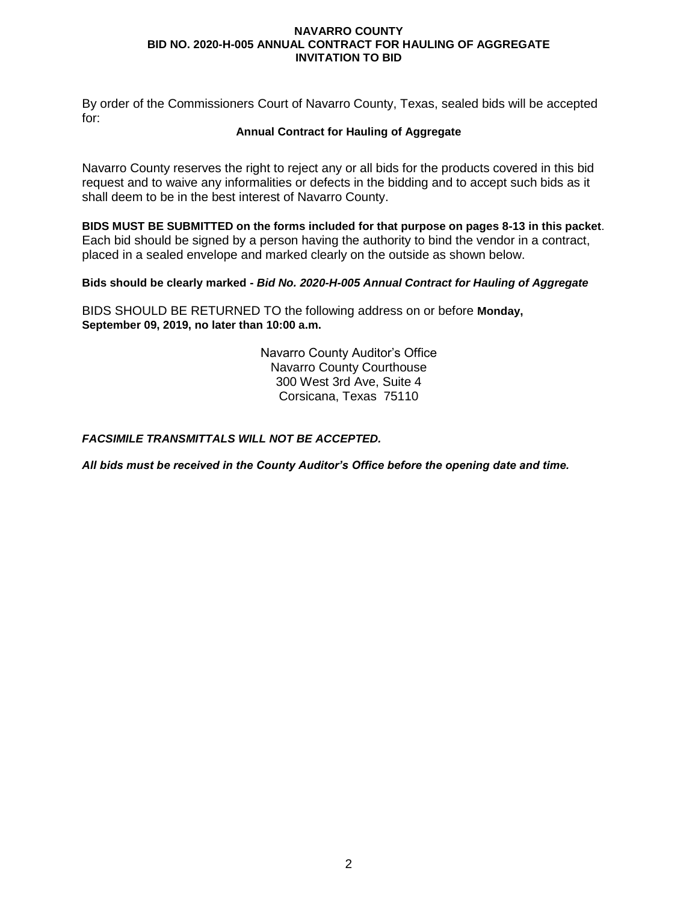**NAVARRO COUNTY**
**BID NO. 2020-H-005 ANNUAL CONTRACT FOR HAULING OF AGGREGATE**
**INVITATION TO BID**

By order of the Commissioners Court of Navarro County, Texas, sealed bids will be accepted for:

**Annual Contract for Hauling of Aggregate**

Navarro County reserves the right to reject any or all bids for the products covered in this bid request and to waive any informalities or defects in the bidding and to accept such bids as it shall deem to be in the best interest of Navarro County.

**BIDS MUST BE SUBMITTED on the forms included for that purpose on pages 8-13 in this packet**. Each bid should be signed by a person having the authority to bind the vendor in a contract, placed in a sealed envelope and marked clearly on the outside as shown below.

**Bids should be clearly marked -** ***Bid No. 2020-H-005 Annual Contract for Hauling of Aggregate***

BIDS SHOULD BE RETURNED TO the following address on or before **Monday, September 09, 2019, no later than 10:00 a.m.**

Navarro County Auditor's Office
Navarro County Courthouse
300 West 3rd Ave, Suite 4
Corsicana, Texas 75110

***FACSIMILE TRANSMITTALS WILL NOT BE ACCEPTED.***

***All bids must be received in the County Auditor's Office before the opening date and time.***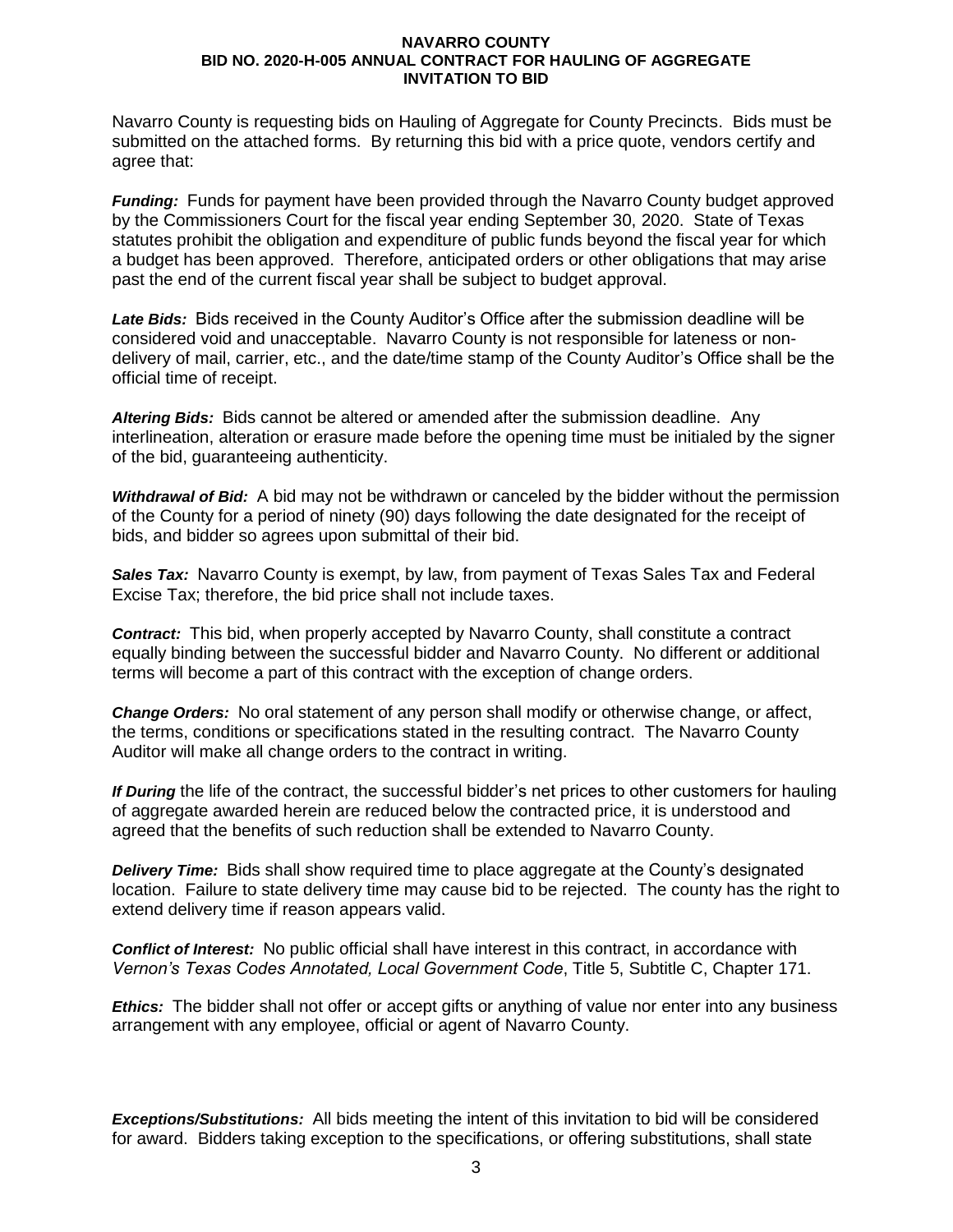**NAVARRO COUNTY**
**BID NO. 2020-H-005 ANNUAL CONTRACT FOR HAULING OF AGGREGATE**
**INVITATION TO BID**

Navarro County is requesting bids on Hauling of Aggregate for County Precincts. Bids must be submitted on the attached forms. By returning this bid with a price quote, vendors certify and agree that:

***Funding:*** Funds for payment have been provided through the Navarro County budget approved by the Commissioners Court for the fiscal year ending September 30, 2020. State of Texas statutes prohibit the obligation and expenditure of public funds beyond the fiscal year for which a budget has been approved. Therefore, anticipated orders or other obligations that may arise past the end of the current fiscal year shall be subject to budget approval.

***Late Bids:*** Bids received in the County Auditor's Office after the submission deadline will be considered void and unacceptable. Navarro County is not responsible for lateness or non-delivery of mail, carrier, etc., and the date/time stamp of the County Auditor's Office shall be the official time of receipt.

***Altering Bids:*** Bids cannot be altered or amended after the submission deadline. Any interlineation, alteration or erasure made before the opening time must be initialed by the signer of the bid, guaranteeing authenticity.

***Withdrawal of Bid:*** A bid may not be withdrawn or canceled by the bidder without the permission of the County for a period of ninety (90) days following the date designated for the receipt of bids, and bidder so agrees upon submittal of their bid.

***Sales Tax:*** Navarro County is exempt, by law, from payment of Texas Sales Tax and Federal Excise Tax; therefore, the bid price shall not include taxes.

***Contract:*** This bid, when properly accepted by Navarro County, shall constitute a contract equally binding between the successful bidder and Navarro County. No different or additional terms will become a part of this contract with the exception of change orders.

***Change Orders:*** No oral statement of any person shall modify or otherwise change, or affect, the terms, conditions or specifications stated in the resulting contract. The Navarro County Auditor will make all change orders to the contract in writing.

***If During*** the life of the contract, the successful bidder's net prices to other customers for hauling of aggregate awarded herein are reduced below the contracted price, it is understood and agreed that the benefits of such reduction shall be extended to Navarro County.

***Delivery Time:*** Bids shall show required time to place aggregate at the County's designated location. Failure to state delivery time may cause bid to be rejected. The county has the right to extend delivery time if reason appears valid.

***Conflict of Interest:*** No public official shall have interest in this contract, in accordance with *Vernon's Texas Codes Annotated, Local Government Code*, Title 5, Subtitle C, Chapter 171.

***Ethics:*** The bidder shall not offer or accept gifts or anything of value nor enter into any business arrangement with any employee, official or agent of Navarro County.

***Exceptions/Substitutions:*** All bids meeting the intent of this invitation to bid will be considered for award. Bidders taking exception to the specifications, or offering substitutions, shall state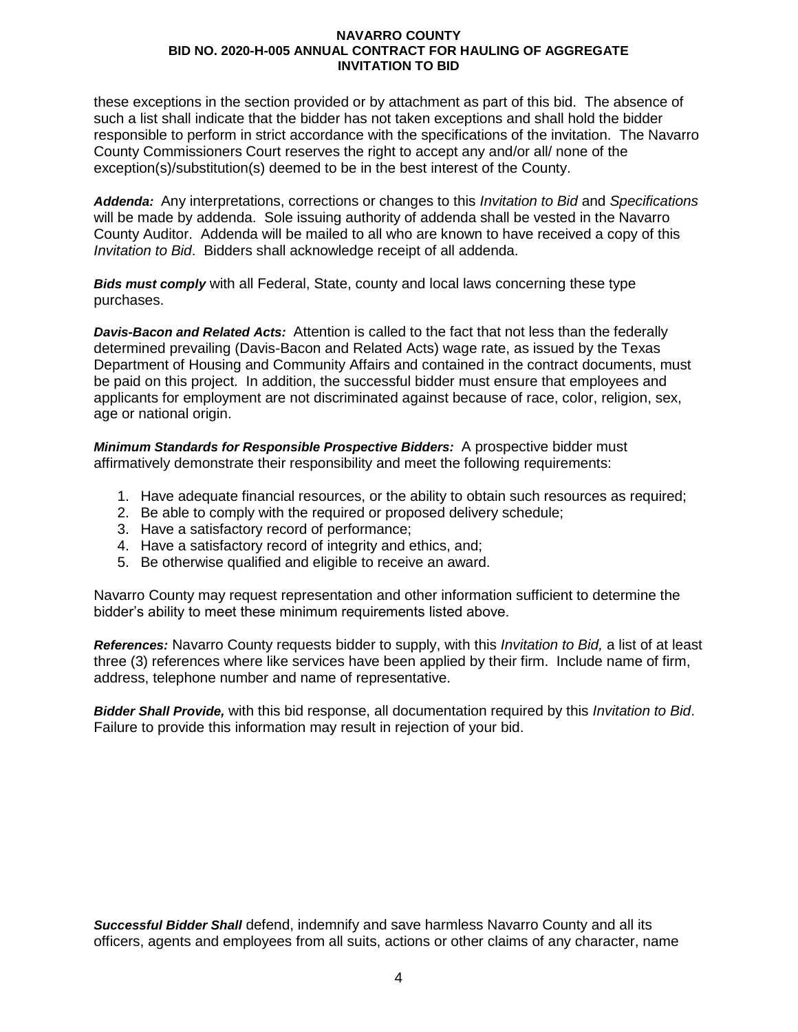these exceptions in the section provided or by attachment as part of this bid. The absence of such a list shall indicate that the bidder has not taken exceptions and shall hold the bidder responsible to perform in strict accordance with the specifications of the invitation. The Navarro County Commissioners Court reserves the right to accept any and/or all/ none of the exception(s)/substitution(s) deemed to be in the best interest of the County.

***Addenda:*** Any interpretations, corrections or changes to this *Invitation to Bid* and *Specifications* will be made by addenda. Sole issuing authority of addenda shall be vested in the Navarro County Auditor. Addenda will be mailed to all who are known to have received a copy of this *Invitation to Bid*. Bidders shall acknowledge receipt of all addenda.

***Bids must comply*** with all Federal, State, county and local laws concerning these type purchases.

***Davis-Bacon and Related Acts:*** Attention is called to the fact that not less than the federally determined prevailing (Davis-Bacon and Related Acts) wage rate, as issued by the Texas Department of Housing and Community Affairs and contained in the contract documents, must be paid on this project. In addition, the successful bidder must ensure that employees and applicants for employment are not discriminated against because of race, color, religion, sex, age or national origin.

***Minimum Standards for Responsible Prospective Bidders:*** A prospective bidder must affirmatively demonstrate their responsibility and meet the following requirements:

1. Have adequate financial resources, or the ability to obtain such resources as required;
2. Be able to comply with the required or proposed delivery schedule;
3. Have a satisfactory record of performance;
4. Have a satisfactory record of integrity and ethics, and;
5. Be otherwise qualified and eligible to receive an award.

Navarro County may request representation and other information sufficient to determine the bidder's ability to meet these minimum requirements listed above.

***References:*** Navarro County requests bidder to supply, with this *Invitation to Bid,* a list of at least three (3) references where like services have been applied by their firm. Include name of firm, address, telephone number and name of representative.

***Bidder Shall Provide,*** with this bid response, all documentation required by this *Invitation to Bid*. Failure to provide this information may result in rejection of your bid.

***Successful Bidder Shall*** defend, indemnify and save harmless Navarro County and all its officers, agents and employees from all suits, actions or other claims of any character, name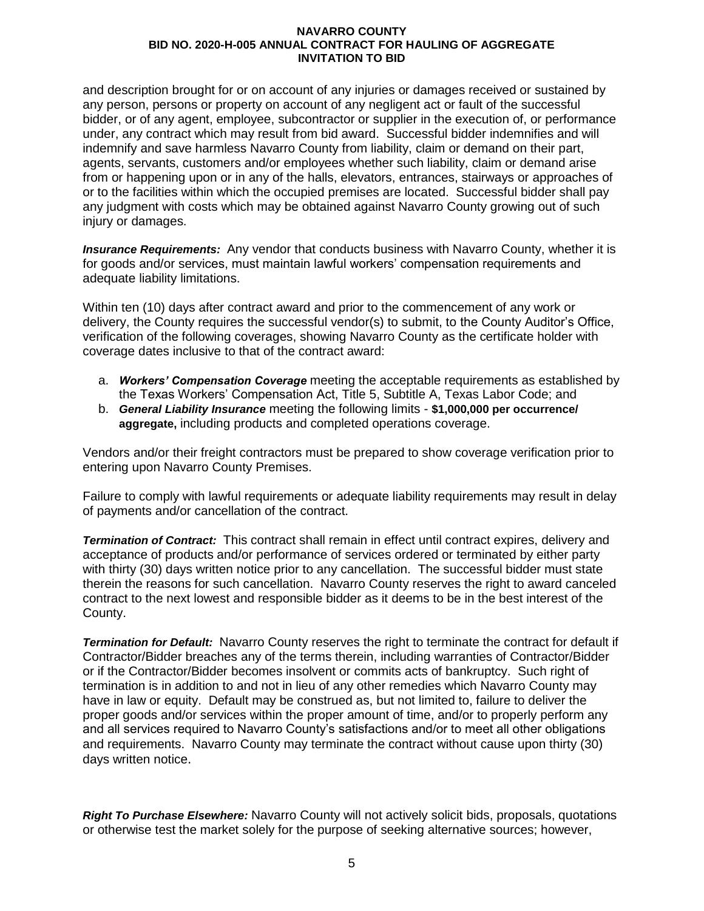and description brought for or on account of any injuries or damages received or sustained by any person, persons or property on account of any negligent act or fault of the successful bidder, or of any agent, employee, subcontractor or supplier in the execution of, or performance under, any contract which may result from bid award. Successful bidder indemnifies and will indemnify and save harmless Navarro County from liability, claim or demand on their part, agents, servants, customers and/or employees whether such liability, claim or demand arise from or happening upon or in any of the halls, elevators, entrances, stairways or approaches of or to the facilities within which the occupied premises are located. Successful bidder shall pay any judgment with costs which may be obtained against Navarro County growing out of such injury or damages.

***Insurance Requirements:*** Any vendor that conducts business with Navarro County, whether it is for goods and/or services, must maintain lawful workers' compensation requirements and adequate liability limitations.

Within ten (10) days after contract award and prior to the commencement of any work or delivery, the County requires the successful vendor(s) to submit, to the County Auditor's Office, verification of the following coverages, showing Navarro County as the certificate holder with coverage dates inclusive to that of the contract award:

a. ***Workers' Compensation Coverage*** meeting the acceptable requirements as established by the Texas Workers' Compensation Act, Title 5, Subtitle A, Texas Labor Code; and
b. ***General Liability Insurance*** meeting the following limits - **$1,000,000 per occurrence/ aggregate,** including products and completed operations coverage.

Vendors and/or their freight contractors must be prepared to show coverage verification prior to entering upon Navarro County Premises.

Failure to comply with lawful requirements or adequate liability requirements may result in delay of payments and/or cancellation of the contract.

***Termination of Contract:*** This contract shall remain in effect until contract expires, delivery and acceptance of products and/or performance of services ordered or terminated by either party with thirty (30) days written notice prior to any cancellation. The successful bidder must state therein the reasons for such cancellation. Navarro County reserves the right to award canceled contract to the next lowest and responsible bidder as it deems to be in the best interest of the County.

***Termination for Default:*** Navarro County reserves the right to terminate the contract for default if Contractor/Bidder breaches any of the terms therein, including warranties of Contractor/Bidder or if the Contractor/Bidder becomes insolvent or commits acts of bankruptcy. Such right of termination is in addition to and not in lieu of any other remedies which Navarro County may have in law or equity. Default may be construed as, but not limited to, failure to deliver the proper goods and/or services within the proper amount of time, and/or to properly perform any and all services required to Navarro County's satisfactions and/or to meet all other obligations and requirements. Navarro County may terminate the contract without cause upon thirty (30) days written notice.

***Right To Purchase Elsewhere:*** Navarro County will not actively solicit bids, proposals, quotations or otherwise test the market solely for the purpose of seeking alternative sources; however,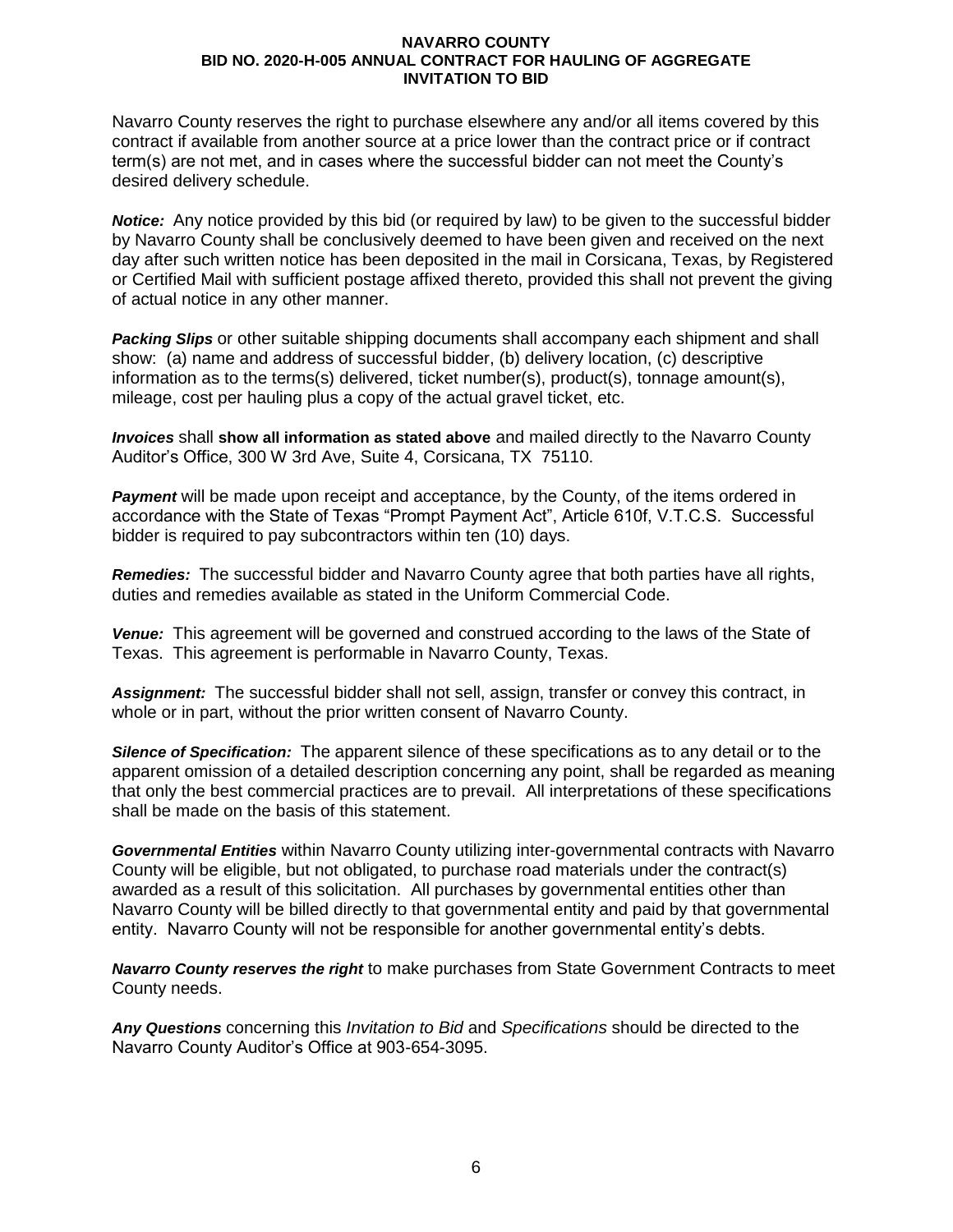Navarro County reserves the right to purchase elsewhere any and/or all items covered by this contract if available from another source at a price lower than the contract price or if contract term(s) are not met, and in cases where the successful bidder can not meet the County's desired delivery schedule.

***Notice:*** Any notice provided by this bid (or required by law) to be given to the successful bidder by Navarro County shall be conclusively deemed to have been given and received on the next day after such written notice has been deposited in the mail in Corsicana, Texas, by Registered or Certified Mail with sufficient postage affixed thereto, provided this shall not prevent the giving of actual notice in any other manner.

***Packing Slips*** or other suitable shipping documents shall accompany each shipment and shall show: (a) name and address of successful bidder, (b) delivery location, (c) descriptive information as to the terms(s) delivered, ticket number(s), product(s), tonnage amount(s), mileage, cost per hauling plus a copy of the actual gravel ticket, etc.

***Invoices*** shall **show all information as stated above** and mailed directly to the Navarro County Auditor's Office, 300 W 3rd Ave, Suite 4, Corsicana, TX 75110.

***Payment*** will be made upon receipt and acceptance, by the County, of the items ordered in accordance with the State of Texas "Prompt Payment Act", Article 610f, V.T.C.S. Successful bidder is required to pay subcontractors within ten (10) days.

***Remedies:*** The successful bidder and Navarro County agree that both parties have all rights, duties and remedies available as stated in the Uniform Commercial Code.

***Venue:*** This agreement will be governed and construed according to the laws of the State of Texas. This agreement is performable in Navarro County, Texas.

***Assignment:*** The successful bidder shall not sell, assign, transfer or convey this contract, in whole or in part, without the prior written consent of Navarro County.

***Silence of Specification:*** The apparent silence of these specifications as to any detail or to the apparent omission of a detailed description concerning any point, shall be regarded as meaning that only the best commercial practices are to prevail. All interpretations of these specifications shall be made on the basis of this statement.

***Governmental Entities*** within Navarro County utilizing inter-governmental contracts with Navarro County will be eligible, but not obligated, to purchase road materials under the contract(s) awarded as a result of this solicitation. All purchases by governmental entities other than Navarro County will be billed directly to that governmental entity and paid by that governmental entity. Navarro County will not be responsible for another governmental entity's debts.

***Navarro County reserves the right*** to make purchases from State Government Contracts to meet County needs.

***Any Questions*** concerning this *Invitation to Bid* and *Specifications* should be directed to the Navarro County Auditor's Office at 903-654-3095.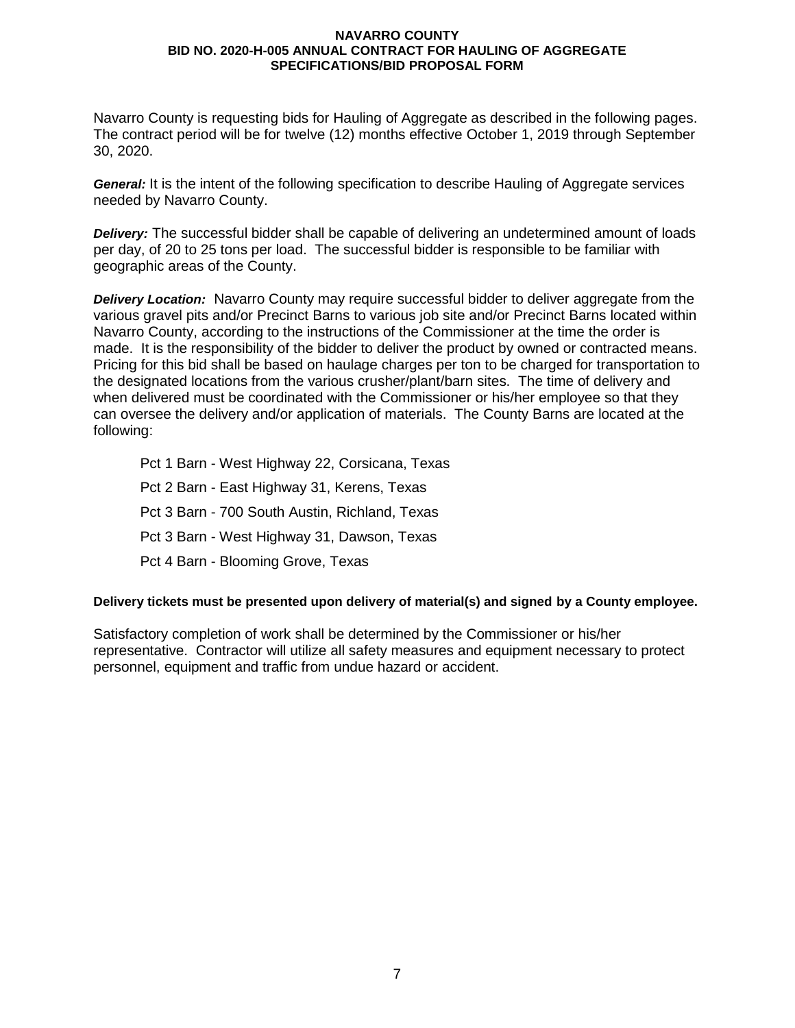# NAVARRO COUNTY
## BID NO. 2020-H-005 ANNUAL CONTRACT FOR HAULING OF AGGREGATE
## SPECIFICATIONS/BID PROPOSAL FORM

Navarro County is requesting bids for Hauling of Aggregate as described in the following pages. The contract period will be for twelve (12) months effective October 1, 2019 through September 30, 2020.

***General:*** It is the intent of the following specification to describe Hauling of Aggregate services needed by Navarro County.

***Delivery:*** The successful bidder shall be capable of delivering an undetermined amount of loads per day, of 20 to 25 tons per load. The successful bidder is responsible to be familiar with geographic areas of the County.

***Delivery Location:*** Navarro County may require successful bidder to deliver aggregate from the various gravel pits and/or Precinct Barns to various job site and/or Precinct Barns located within Navarro County, according to the instructions of the Commissioner at the time the order is made. It is the responsibility of the bidder to deliver the product by owned or contracted means. Pricing for this bid shall be based on haulage charges per ton to be charged for transportation to the designated locations from the various crusher/plant/barn sites. The time of delivery and when delivered must be coordinated with the Commissioner or his/her employee so that they can oversee the delivery and/or application of materials. The County Barns are located at the following:

- Pct 1 Barn - West Highway 22, Corsicana, Texas
- Pct 2 Barn - East Highway 31, Kerens, Texas
- Pct 3 Barn - 700 South Austin, Richland, Texas
- Pct 3 Barn - West Highway 31, Dawson, Texas
- Pct 4 Barn - Blooming Grove, Texas

**Delivery tickets must be presented upon delivery of material(s) and signed by a County employee.**

Satisfactory completion of work shall be determined by the Commissioner or his/her representative. Contractor will utilize all safety measures and equipment necessary to protect personnel, equipment and traffic from undue hazard or accident.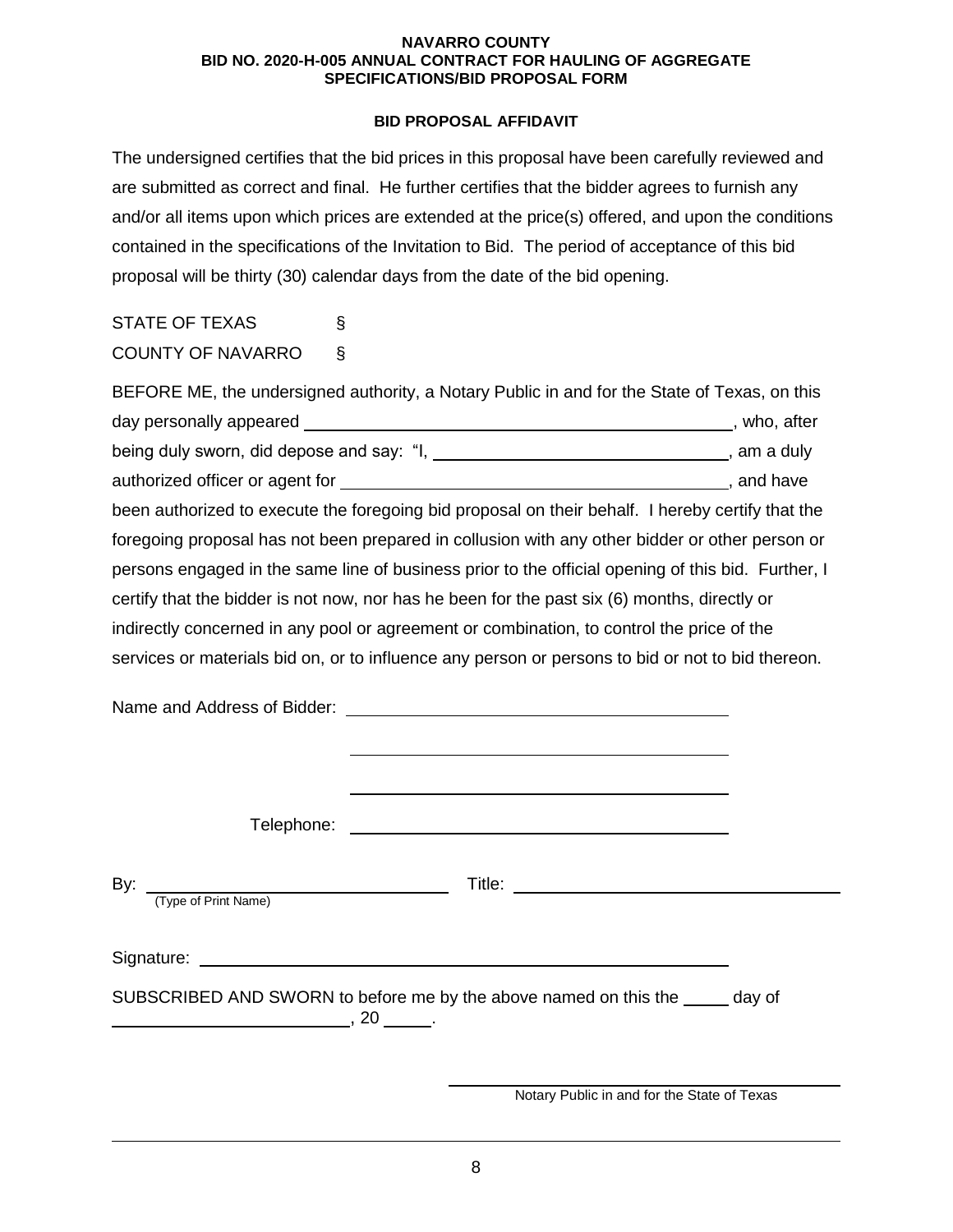**NAVARRO COUNTY**
**BID NO. 2020-H-005 ANNUAL CONTRACT FOR HAULING OF AGGREGATE**
**SPECIFICATIONS/BID PROPOSAL FORM**

## BID PROPOSAL AFFIDAVIT

The undersigned certifies that the bid prices in this proposal have been carefully reviewed and are submitted as correct and final. He further certifies that the bidder agrees to furnish any and/or all items upon which prices are extended at the price(s) offered, and upon the conditions contained in the specifications of the Invitation to Bid. The period of acceptance of this bid proposal will be thirty (30) calendar days from the date of the bid opening.

STATE OF TEXAS §
COUNTY OF NAVARRO §

BEFORE ME, the undersigned authority, a Notary Public in and for the State of Texas, on this day personally appeared ______________________________, who, after being duly sworn, did depose and say: "I, ______________________________, am a duly authorized officer or agent for ______________________________, and have been authorized to execute the foregoing bid proposal on their behalf. I hereby certify that the foregoing proposal has not been prepared in collusion with any other bidder or other person or persons engaged in the same line of business prior to the official opening of this bid. Further, I certify that the bidder is not now, nor has he been for the past six (6) months, directly or indirectly concerned in any pool or agreement or combination, to control the price of the services or materials bid on, or to influence any person or persons to bid or not to bid thereon.

Name and Address of Bidder: ______________________________

______________________________

______________________________

Telephone: ______________________________

By: ______________________________ Title: ______________________________
(Type of Print Name)

Signature: ______________________________

SUBSCRIBED AND SWORN to before me by the above named on this the _____ day of ______________________, 20 _____.

______________________________
Notary Public in and for the State of Texas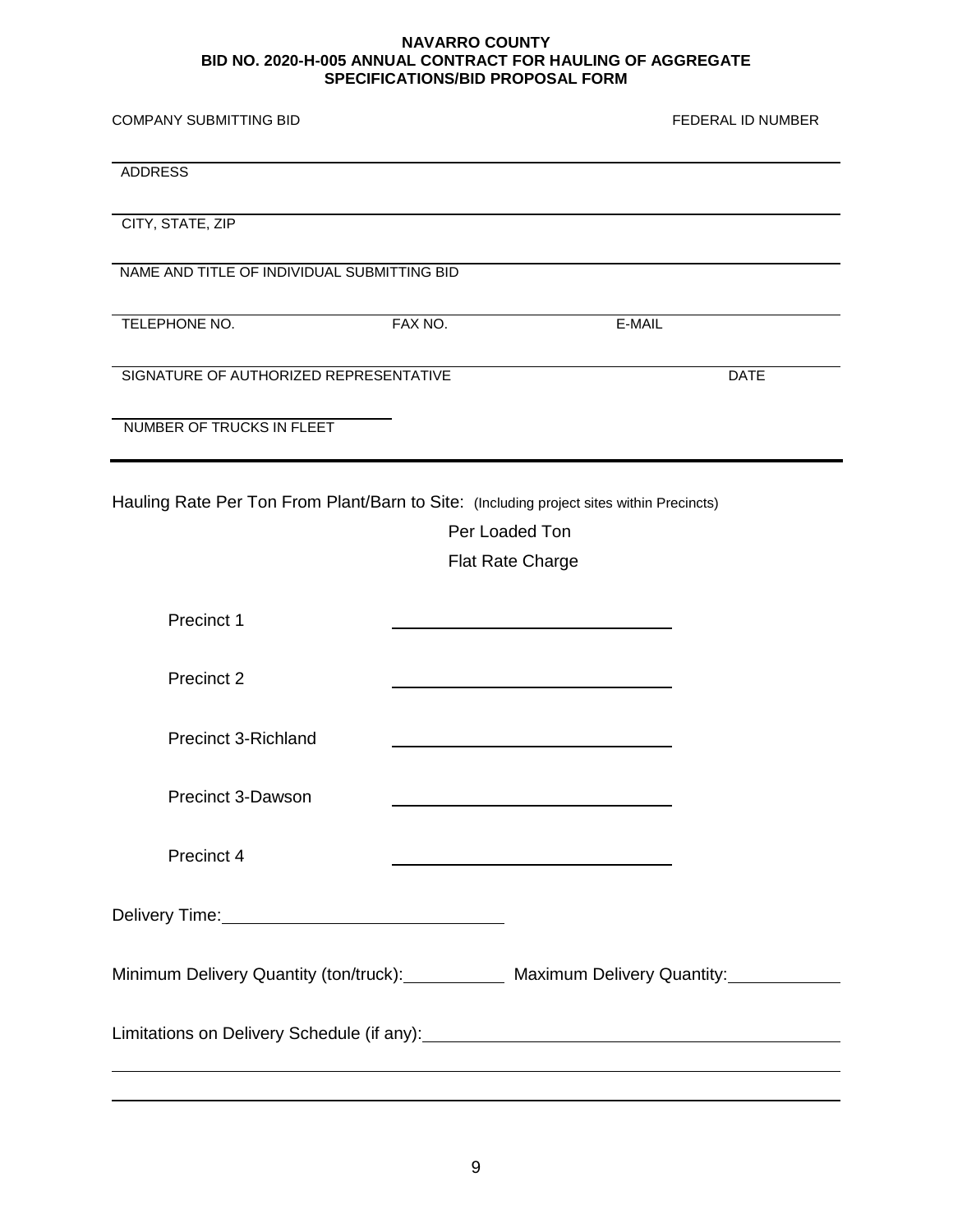**NAVARRO COUNTY**
**BID NO. 2020-H-005 ANNUAL CONTRACT FOR HAULING OF AGGREGATE**
**SPECIFICATIONS/BID PROPOSAL FORM**

COMPANY SUBMITTING BID FEDERAL ID NUMBER

______________________________________________

ADDRESS

______________________________________________

CITY, STATE, ZIP

______________________________________________

NAME AND TITLE OF INDIVIDUAL SUBMITTING BID

______________________________________________

TELEPHONE NO. FAX NO. E-MAIL

______________________________________________

SIGNATURE OF AUTHORIZED REPRESENTATIVE DATE

______________________

NUMBER OF TRUCKS IN FLEET

---

Hauling Rate Per Ton From Plant/Barn to Site: (Including project sites within Precincts)

| | Per Loaded Ton Flat Rate Charge |
|---|---|
| Precinct 1 | ______________________ |
| Precinct 2 | ______________________ |
| Precinct 3-Richland | ______________________ |
| Precinct 3-Dawson | ______________________ |
| Precinct 4 | ______________________ |

Delivery Time: ______________________

Minimum Delivery Quantity (ton/truck): __________ Maximum Delivery Quantity: __________

Limitations on Delivery Schedule (if any): ______________________________________________

______________________________________________

______________________________________________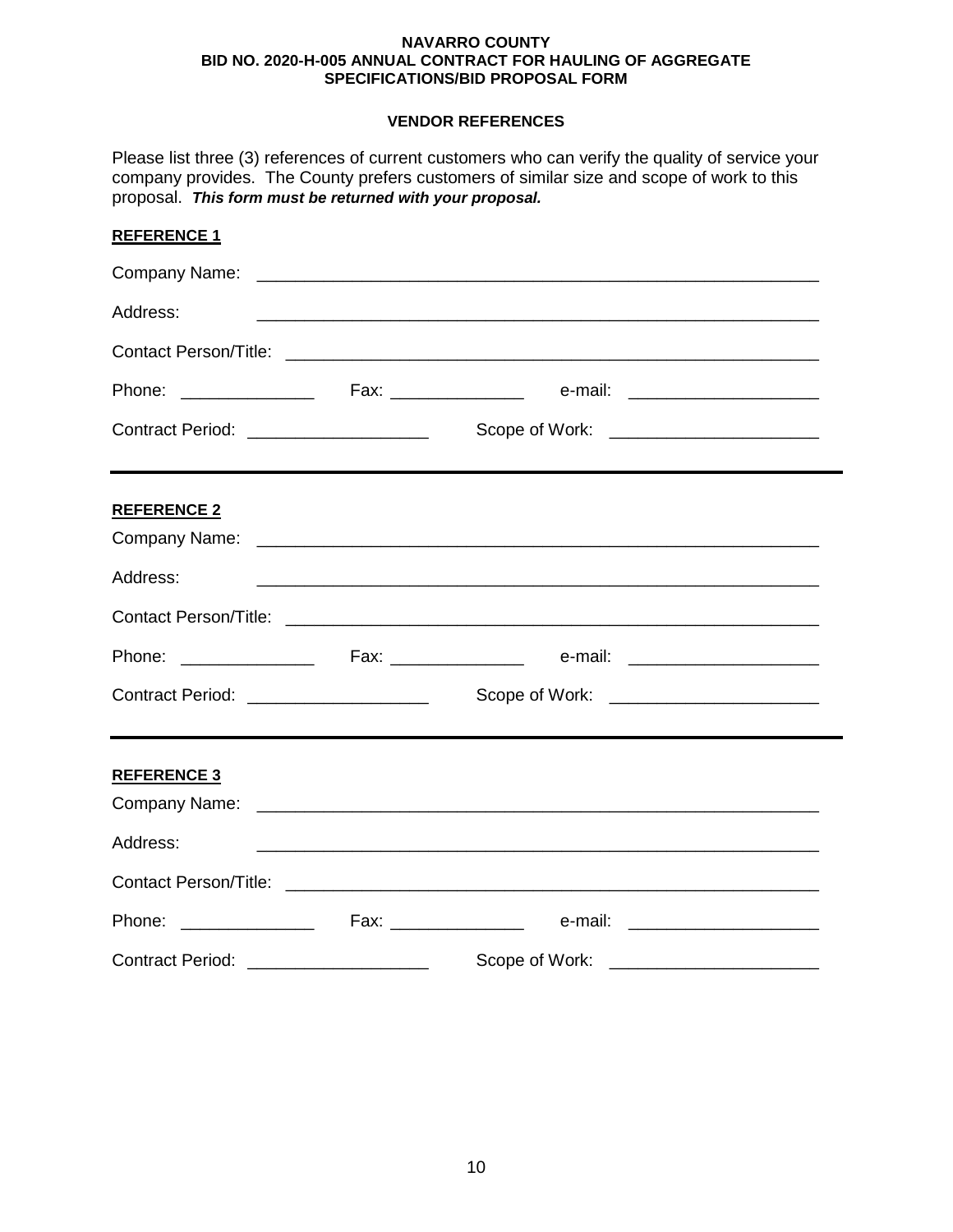**NAVARRO COUNTY**
**BID NO. 2020-H-005 ANNUAL CONTRACT FOR HAULING OF AGGREGATE**
**SPECIFICATIONS/BID PROPOSAL FORM**

## VENDOR REFERENCES

Please list three (3) references of current customers who can verify the quality of service your company provides. The County prefers customers of similar size and scope of work to this proposal. ***This form must be returned with your proposal.***

### REFERENCE 1

Company Name: ____________________________________________________________

Address: ____________________________________________________________

Contact Person/Title: ____________________________________________________________

Phone: ______________ Fax: ______________ e-mail: ____________________

Contract Period: ___________________ Scope of Work: ______________________

---

### REFERENCE 2

Company Name: ____________________________________________________________

Address: ____________________________________________________________

Contact Person/Title: ____________________________________________________________

Phone: ______________ Fax: ______________ e-mail: ____________________

Contract Period: ___________________ Scope of Work: ______________________

---

### REFERENCE 3

Company Name: ____________________________________________________________

Address: ____________________________________________________________

Contact Person/Title: ____________________________________________________________

Phone: ______________ Fax: ______________ e-mail: ____________________

Contract Period: ___________________ Scope of Work: ______________________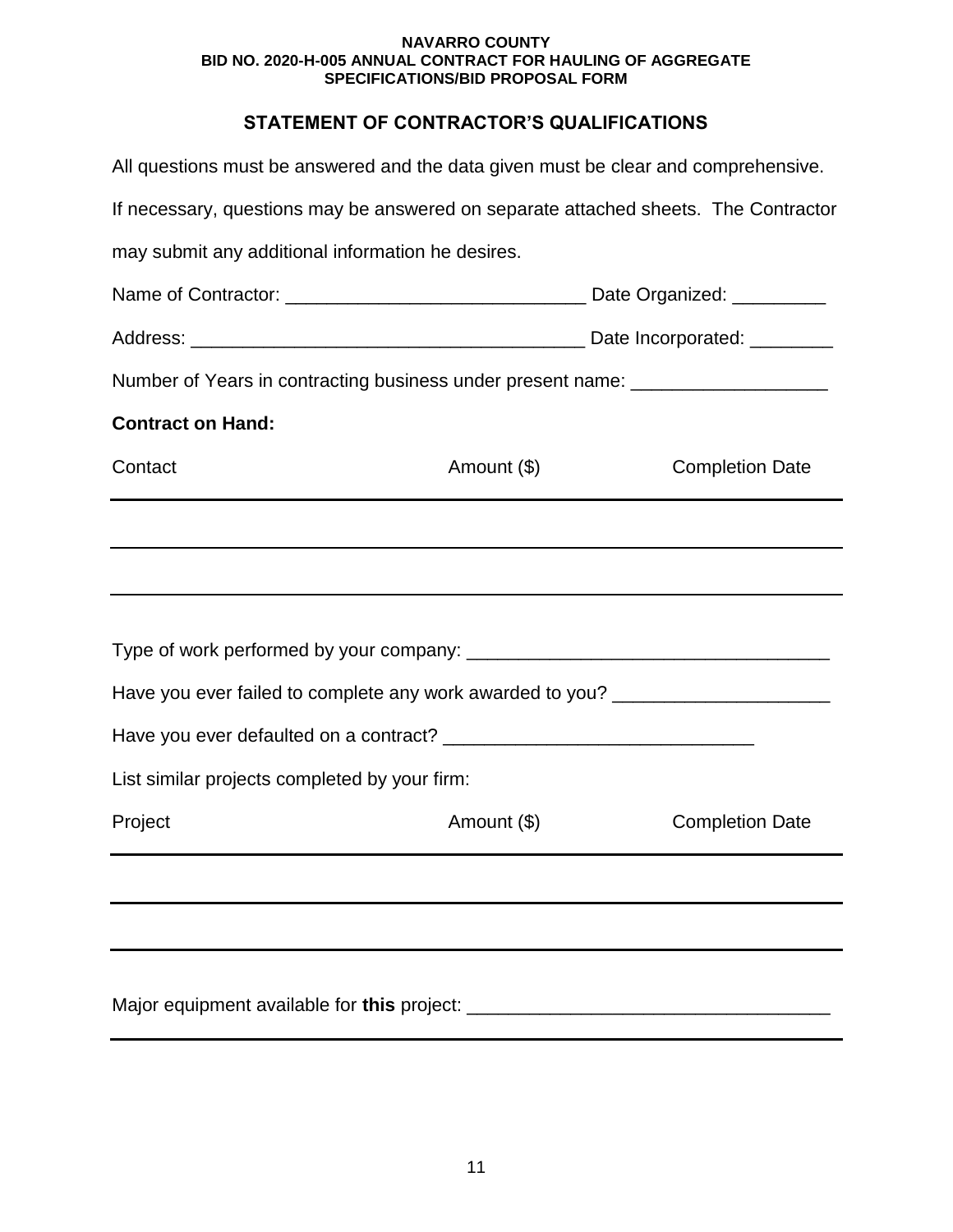**NAVARRO COUNTY**
**BID NO. 2020-H-005 ANNUAL CONTRACT FOR HAULING OF AGGREGATE**
**SPECIFICATIONS/BID PROPOSAL FORM**

## STATEMENT OF CONTRACTOR'S QUALIFICATIONS

All questions must be answered and the data given must be clear and comprehensive. If necessary, questions may be answered on separate attached sheets. The Contractor may submit any additional information he desires.

Name of Contractor: _____________________________ Date Organized: _________

Address: _______________________________________ Date Incorporated: ________

Number of Years in contracting business under present name: ___________________

**Contract on Hand:**

| Contact | Amount ($) | Completion Date |
|---|---|---|
| | | |
| | | |
| | | |

Type of work performed by your company: ___________________________________

Have you ever failed to complete any work awarded to you? _____________________

Have you ever defaulted on a contract? _____________________________

List similar projects completed by your firm:

| Project | Amount ($) | Completion Date |
|---|---|---|
| | | |
| | | |
| | | |

Major equipment available for **this** project: __________________________________

_______________________________________________________________________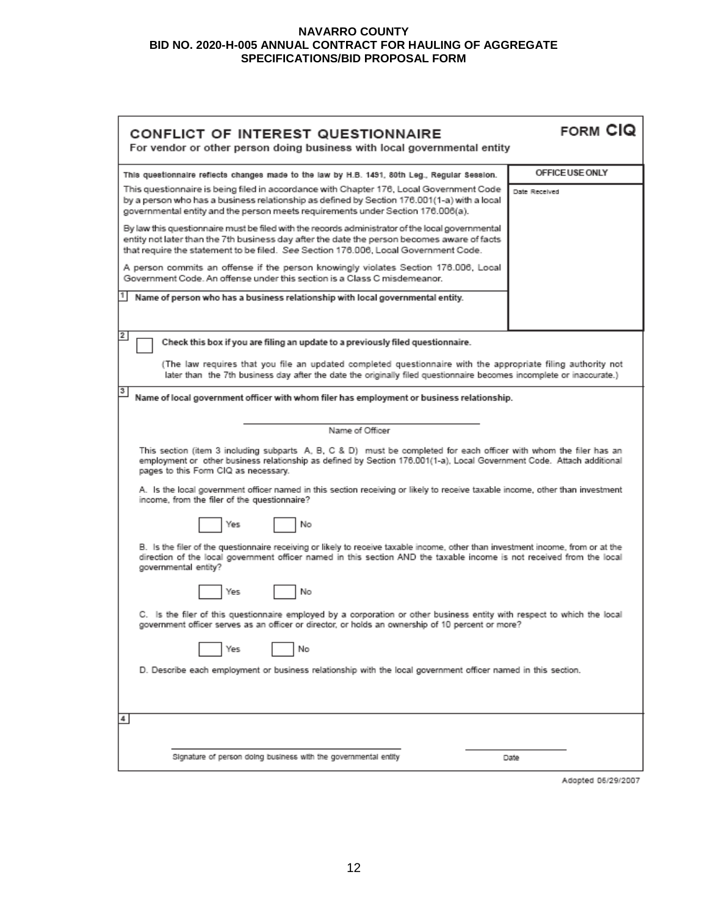**NAVARRO COUNTY**
**BID NO. 2020-H-005 ANNUAL CONTRACT FOR HAULING OF AGGREGATE**
**SPECIFICATIONS/BID PROPOSAL FORM**

# CONFLICT OF INTEREST QUESTIONNAIRE

**FORM CIQ**

**For vendor or other person doing business with local governmental entity**

**This questionnaire reflects changes made to the law by H.B. 1491, 80th Leg., Regular Session.**

| OFFICE USE ONLY |
|---|
| Date Received |

This questionnaire is being filed in accordance with Chapter 176, Local Government Code by a person who has a business relationship as defined by Section 176.001(1-a) with a local governmental entity and the person meets requirements under Section 176.006(a).

By law this questionnaire must be filed with the records administrator of the local governmental entity not later than the 7th business day after the date the person becomes aware of facts that require the statement to be filed. *See* Section 176.006, Local Government Code.

A person commits an offense if the person knowingly violates Section 176.006, Local Government Code. An offense under this section is a Class C misdemeanor.

**1** **Name of person who has a business relationship with local governmental entity.**

**2** ☐ **Check this box if you are filing an update to a previously filed questionnaire.**

(The law requires that you file an updated completed questionnaire with the appropriate filing authority not later than the 7th business day after the date the originally filed questionnaire becomes incomplete or inaccurate.)

**3** **Name of local government officer with whom filer has employment or business relationship.**

______________________________
Name of Officer

This section (item 3 including subparts A, B, C & D) must be completed for each officer with whom the filer has an employment or other business relationship as defined by Section 176.001(1-a), Local Government Code. Attach additional pages to this Form CIQ as necessary.

A. Is the local government officer named in this section receiving or likely to receive taxable income, other than investment income, from the filer of the questionnaire?

☐ Yes ☐ No

B. Is the filer of the questionnaire receiving or likely to receive taxable income, other than investment income, from or at the direction of the local government officer named in this section AND the taxable income is not received from the local governmental entity?

☐ Yes ☐ No

C. Is the filer of this questionnaire employed by a corporation or other business entity with respect to which the local government officer serves as an officer or director, or holds an ownership of 10 percent or more?

☐ Yes ☐ No

D. Describe each employment or business relationship with the local government officer named in this section.

**4**

______________________________ ______________
Signature of person doing business with the governmental entity Date

Adopted 06/29/2007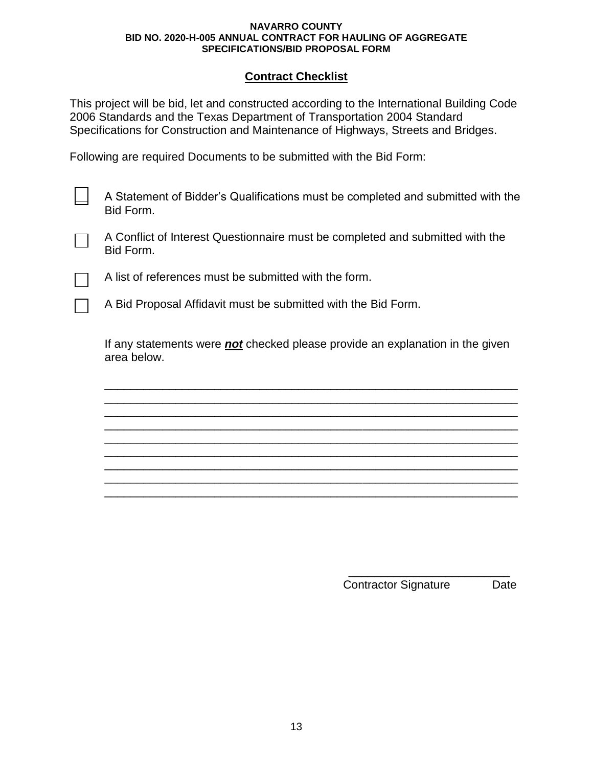**NAVARRO COUNTY**
**BID NO. 2020-H-005 ANNUAL CONTRACT FOR HAULING OF AGGREGATE**
**SPECIFICATIONS/BID PROPOSAL FORM**

## Contract Checklist

This project will be bid, let and constructed according to the International Building Code 2006 Standards and the Texas Department of Transportation 2004 Standard Specifications for Construction and Maintenance of Highways, Streets and Bridges.

Following are required Documents to be submitted with the Bid Form:

- ☐ A Statement of Bidder's Qualifications must be completed and submitted with the Bid Form.
- ☐ A Conflict of Interest Questionnaire must be completed and submitted with the Bid Form.
- ☐ A list of references must be submitted with the form.
- ☐ A Bid Proposal Affidavit must be submitted with the Bid Form.

If any statements were ***not*** checked please provide an explanation in the given area below.

_________________________________________________________________
_________________________________________________________________
_________________________________________________________________
_________________________________________________________________
_________________________________________________________________
_________________________________________________________________
_________________________________________________________________
_________________________________________________________________
_________________________________________________________________

_________________________
Contractor Signature Date